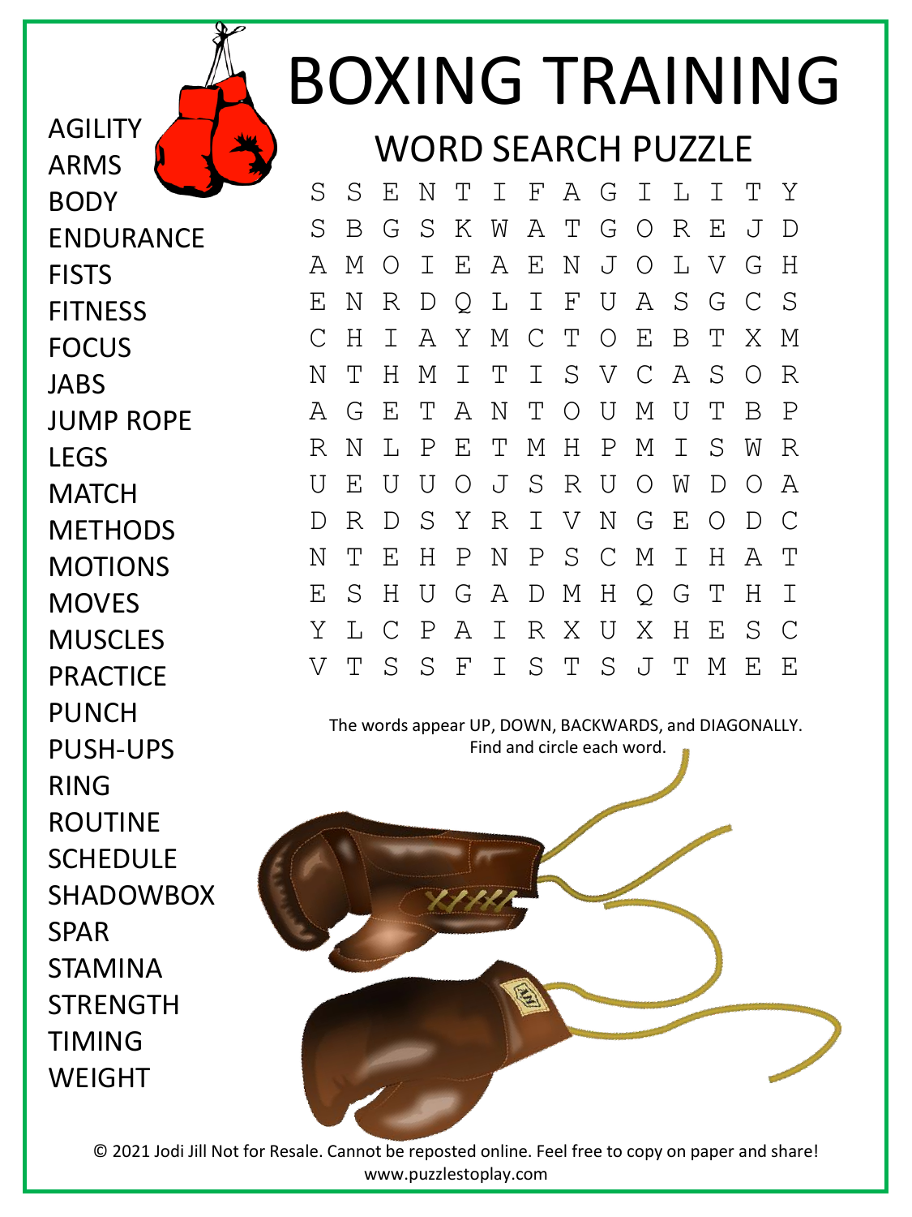# BOXING TRAINING

## WORD SEARCH PUZZLE

- AGILITY
- ARMS
- BODY
- ENDURANCE
- FISTS
- FITNESS
- FOCUS
- JABS
- JUMP ROPE
- LEGS
- MATCH
- METHODS
- MOTIONS
- MOVES
- MUSCLES
- PRACTICE
- PUNCH
- PUSH-UPS
- RING
- ROUTINE
- SCHEDULE
- SHADOWBOX
- SPAR
- STAMINA
- STRENGTH
- TIMING
- WEIGHT

```
S S E N T I F A G I L I T Y
S B G S K W A T G O R E J D
A M O I E A E N J O L V G H
E N R D Q L I F U A S G C S
C H I A Y M C T O E B T X M
N T H M I T I S V C A S O R
A G E T A N T O U M U T B P
R N L P E T M H P M I S W R
U E U U O J S R U O W D O A
D R D S Y R I V N G E O D C
N T E H P N P S C M I H A T
E S H U G A D M H Q G T H I
Y L C P A I R X U X H E S C
V T S S F I S T S J T M E E
```

The words appear UP, DOWN, BACKWARDS, and DIAGONALLY.
Find and circle each word.

© 2021 Jodi Jill Not for Resale. Cannot be reposted online. Feel free to copy on paper and share!
www.puzzlestoplay.com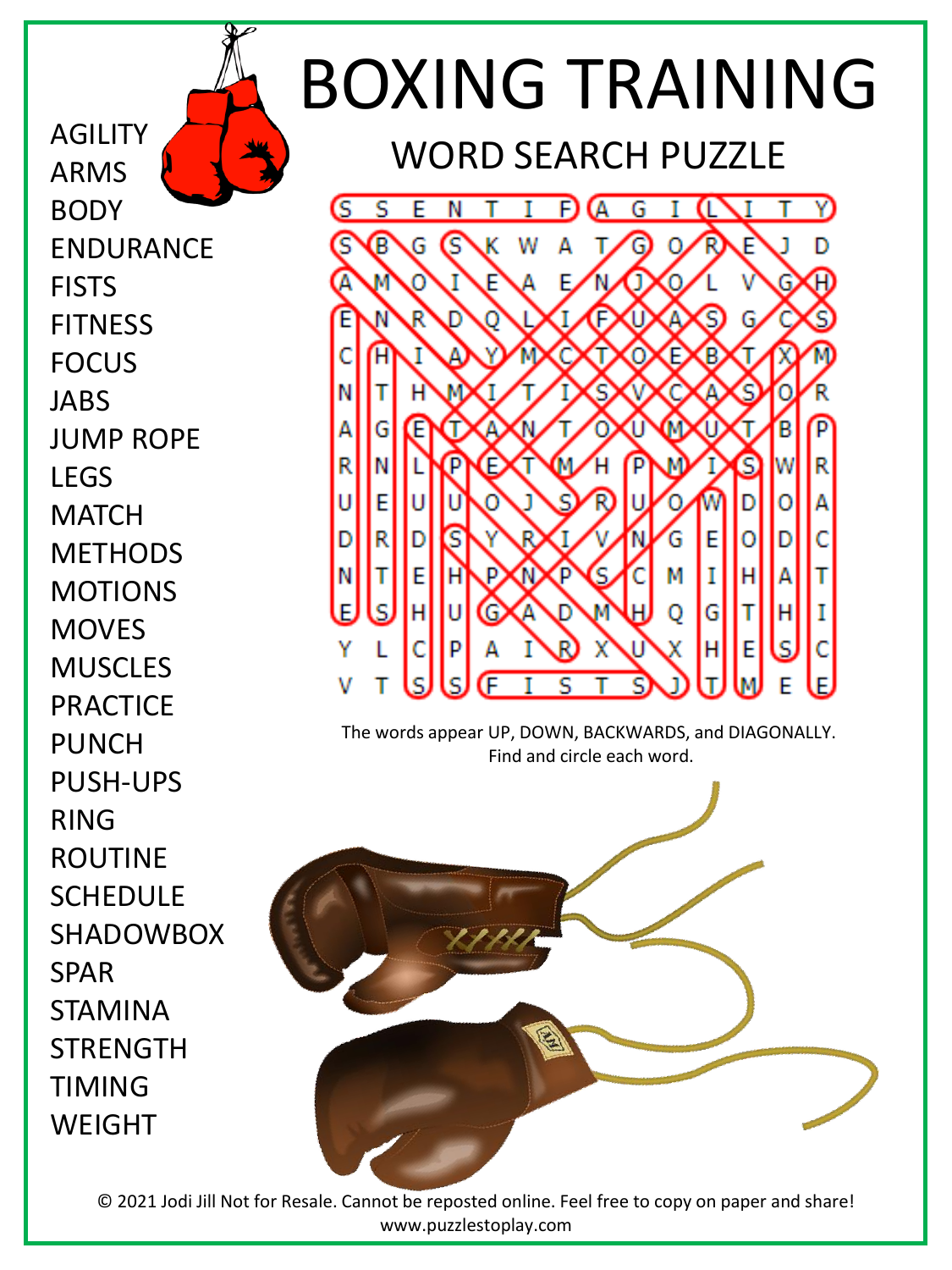# BOXING TRAINING

## WORD SEARCH PUZZLE

AGILITY
ARMS
BODY
ENDURANCE
FISTS
FITNESS
FOCUS
JABS
JUMP ROPE
LEGS
MATCH
METHODS
MOTIONS
MOVES
MUSCLES
PRACTICE
PUNCH
PUSH-UPS
RING
ROUTINE
SCHEDULE
SHADOWBOX
SPAR
STAMINA
STRENGTH
TIMING
WEIGHT

```
S S E N T I F A G I L I T Y
S B G S K W A T G O R E J D
A M O I E A E N J O L V G H
E N R D Q L I F U A S G C S
C H I A Y M C T O E B T X M
N T H M I T I S V C A S O R
A G E T A N T O U M U T B P
R N L P E T M H P M I S W R
U E U U O J S R U O W D O A
D R D S Y R I V N G E O D C
N T E H P N P S C M I H A T
E S H U G A D M H Q G T H I
Y L C P A I R X U X H E S C
V T S S F I S T S J T M E E
```

The words appear UP, DOWN, BACKWARDS, and DIAGONALLY.
Find and circle each word.

© 2021 Jodi Jill Not for Resale. Cannot be reposted online. Feel free to copy on paper and share!
www.puzzlestoplay.com